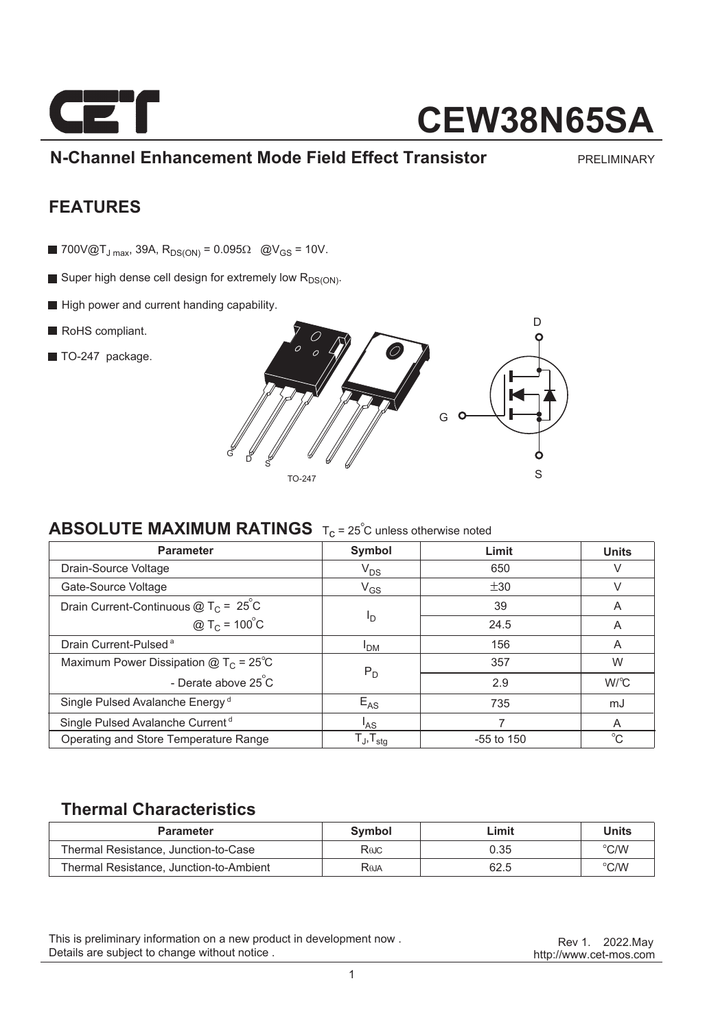# CEW38N65SA

## N-Channel Enhancement Mode Field Effect Transistor

PRELIMINARY

## FEATURES

- 700V@$T_{J\ max}$, 39A, $R_{DS(ON)}$ = 0.095Ω @$V_{GS}$ = 10V.
- Super high dense cell design for extremely low $R_{DS(ON)}$.
- High power and current handing capability.
- RoHS compliant.
- TO-247 package.

G D S

TO-247

D

G

S

## ABSOLUTE MAXIMUM RATINGS $T_C$ = 25°C unless otherwise noted

| Parameter | Symbol | Limit | Units |
|---|---|---|---|
| Drain-Source Voltage | $V_{DS}$ | 650 | V |
| Gate-Source Voltage | $V_{GS}$ | ±30 | V |
| Drain Current-Continuous @ $T_C$ = 25°C | $I_D$ | 39 | A |
| @ $T_C$ = 100°C | | 24.5 | A |
| Drain Current-Pulsed [a] | $I_{DM}$ | 156 | A |
| Maximum Power Dissipation @ $T_C$ = 25°C | $P_D$ | 357 | W |
| - Derate above 25°C | | 2.9 | W/°C |
| Single Pulsed Avalanche Energy [d] | $E_{AS}$ | 735 | mJ |
| Single Pulsed Avalanche Current [d] | $I_{AS}$ | 7 | A |
| Operating and Store Temperature Range | $T_J$,$T_{stg}$ | -55 to 150 | °C |

## Thermal Characteristics

| Parameter | Symbol | Limit | Units |
|---|---|---|---|
| Thermal Resistance, Junction-to-Case | $R_{θJC}$ | 0.35 | °C/W |
| Thermal Resistance, Junction-to-Ambient | $R_{θJA}$ | 62.5 | °C/W |

This is preliminary information on a new product in development now .
Details are subject to change without notice .

Rev 1. 2022.May
http://www.cet-mos.com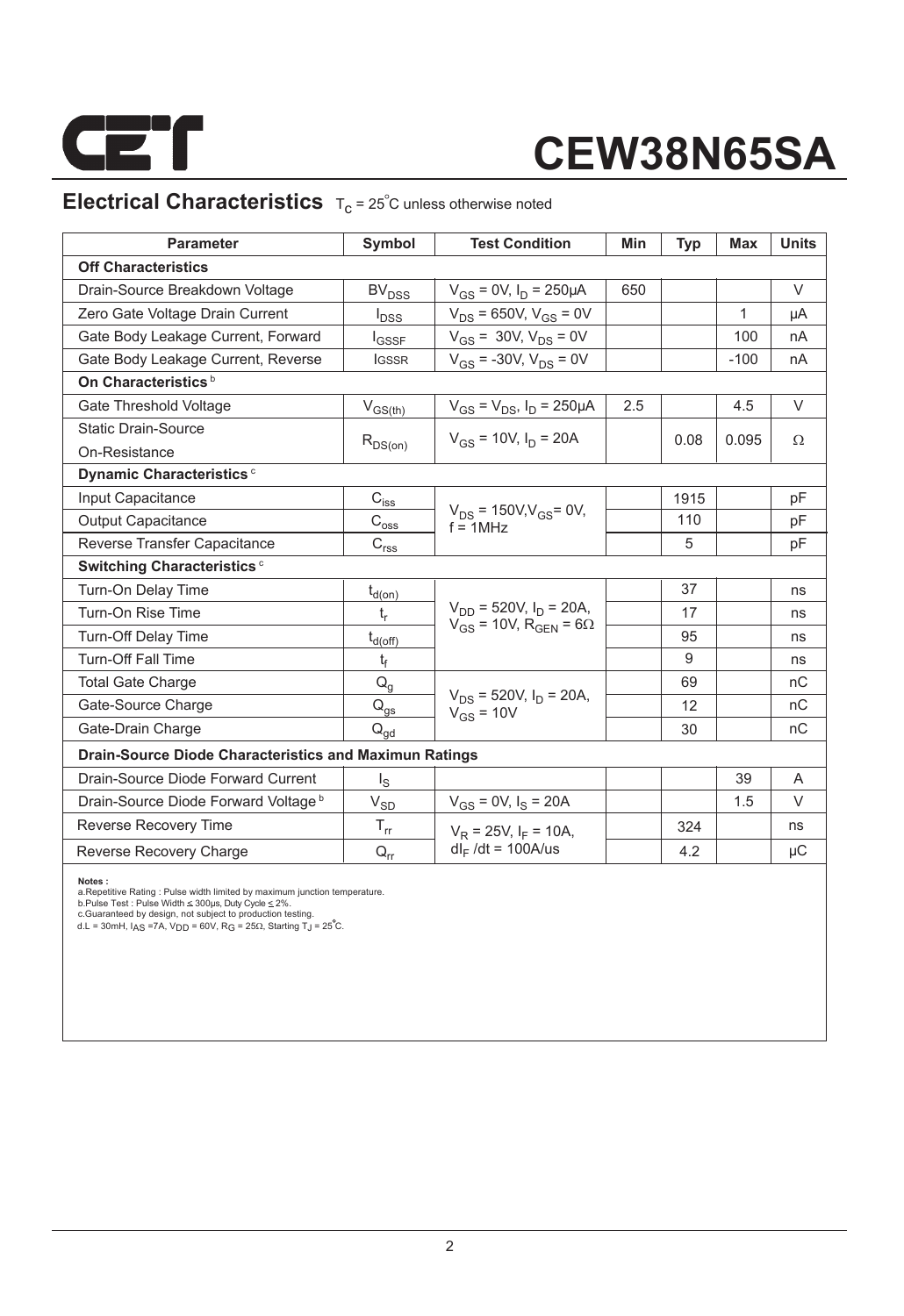# CEW38N65SA

## Electrical Characteristics $T_C = 25^{\circ}C$ unless otherwise noted

| Parameter | Symbol | Test Condition | Min | Typ | Max | Units |
|---|---|---|---|---|---|---|
| **Off Characteristics** | | | | | | |
| Drain-Source Breakdown Voltage | $BV_{DSS}$ | $V_{GS}$ = 0V, $I_D$ = 250µA | 650 | | | V |
| Zero Gate Voltage Drain Current | $I_{DSS}$ | $V_{DS}$ = 650V, $V_{GS}$ = 0V | | | 1 | µA |
| Gate Body Leakage Current, Forward | $I_{GSSF}$ | $V_{GS}$ = 30V, $V_{DS}$ = 0V | | | 100 | nA |
| Gate Body Leakage Current, Reverse | $I_{GSSR}$ | $V_{GS}$ = -30V, $V_{DS}$ = 0V | | | -100 | nA |
| **On Characteristics** [b] | | | | | | |
| Gate Threshold Voltage | $V_{GS(th)}$ | $V_{GS}$ = $V_{DS}$, $I_D$ = 250µA | 2.5 | | 4.5 | V |
| Static Drain-Source On-Resistance | $R_{DS(on)}$ | $V_{GS}$ = 10V, $I_D$ = 20A | | 0.08 | 0.095 | Ω |
| **Dynamic Characteristics** [c] | | | | | | |
| Input Capacitance | $C_{iss}$ | $V_{DS}$ = 150V, $V_{GS}$ = 0V, f = 1MHz | | 1915 | | pF |
| Output Capacitance | $C_{oss}$ | | | 110 | | pF |
| Reverse Transfer Capacitance | $C_{rss}$ | | | 5 | | pF |
| **Switching Characteristics** [c] | | | | | | |
| Turn-On Delay Time | $t_{d(on)}$ | $V_{DD}$ = 520V, $I_D$ = 20A, $V_{GS}$ = 10V, $R_{GEN}$ = 6Ω | | 37 | | ns |
| Turn-On Rise Time | $t_r$ | | | 17 | | ns |
| Turn-Off Delay Time | $t_{d(off)}$ | | | 95 | | ns |
| Turn-Off Fall Time | $t_f$ | | | 9 | | ns |
| Total Gate Charge | $Q_g$ | $V_{DS}$ = 520V, $I_D$ = 20A, $V_{GS}$ = 10V | | 69 | | nC |
| Gate-Source Charge | $Q_{gs}$ | | | 12 | | nC |
| Gate-Drain Charge | $Q_{gd}$ | | | 30 | | nC |
| **Drain-Source Diode Characteristics and Maximun Ratings** | | | | | | |
| Drain-Source Diode Forward Current | $I_S$ | | | | 39 | A |
| Drain-Source Diode Forward Voltage [b] | $V_{SD}$ | $V_{GS}$ = 0V, $I_S$ = 20A | | | 1.5 | V |
| Reverse Recovery Time | $T_{rr}$ | $V_R$ = 25V, $I_F$ = 10A, $dI_F$/dt = 100A/us | | 324 | | ns |
| Reverse Recovery Charge | $Q_{rr}$ | | | 4.2 | | µC |

**Notes :**
a.Repetitive Rating : Pulse width limited by maximum junction temperature.
b.Pulse Test : Pulse Width ≤ 300µs, Duty Cycle ≤ 2%.
c.Guaranteed by design, not subject to production testing.
d.L = 30mH, $I_{AS}$ =7A, $V_{DD}$ = 60V, $R_G$ = 25Ω, Starting $T_J$ = 25°C.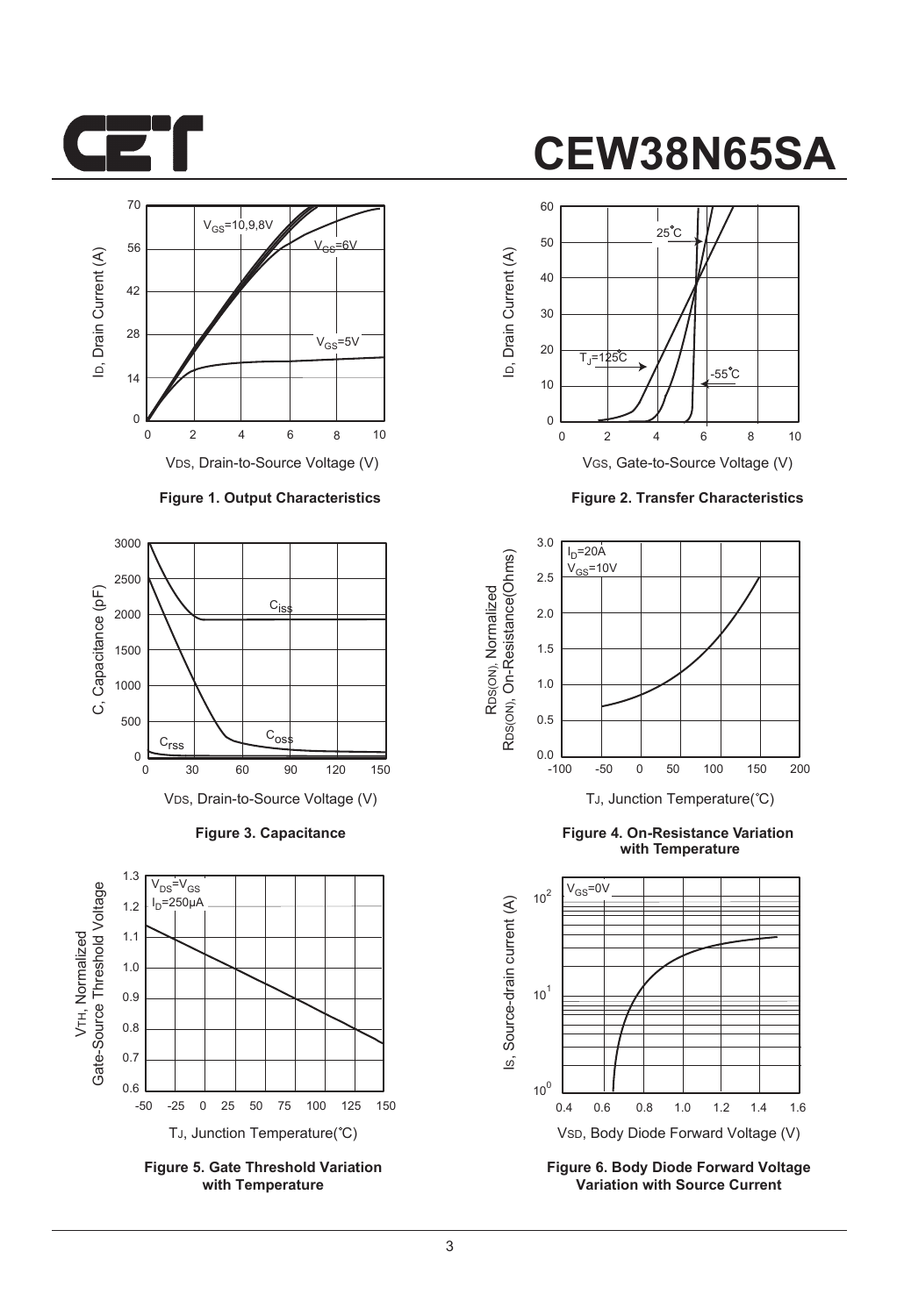Figure 1. Output Characteristics

Figure 2. Transfer Characteristics

Figure 3. Capacitance

Figure 4. On-Resistance Variation with Temperature

Figure 5. Gate Threshold Variation with Temperature

Figure 6. Body Diode Forward Voltage Variation with Source Current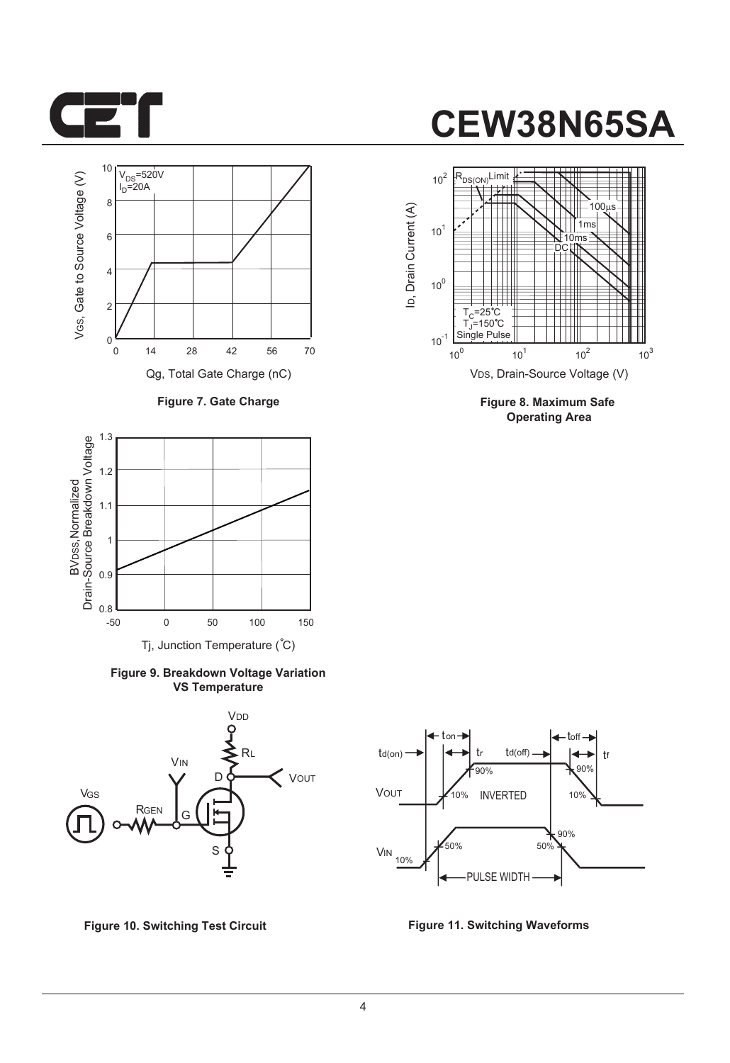# CEW38N65SA

Figure 7. Gate Charge

Figure 8. Maximum Safe Operating Area

Figure 9. Breakdown Voltage Variation VS Temperature

Figure 10. Switching Test Circuit

Figure 11. Switching Waveforms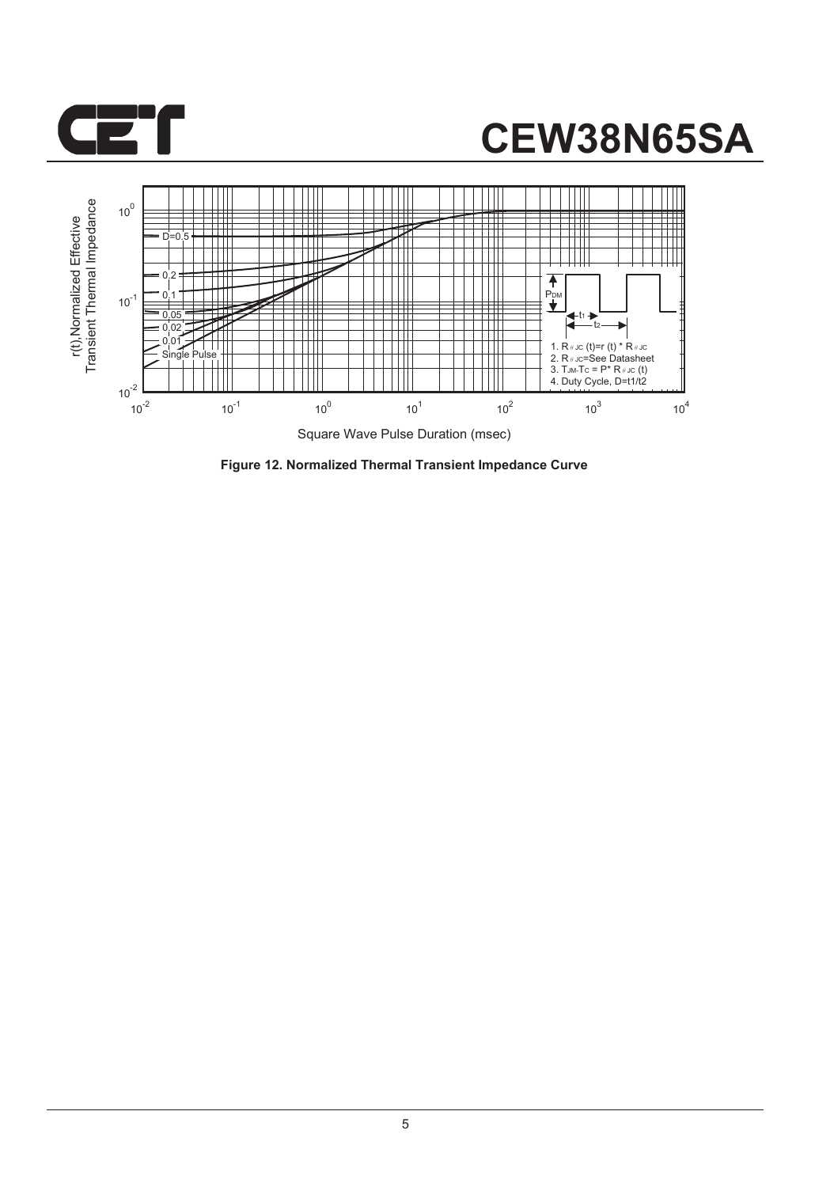# CEW38N65SA

r(t),Normalized Effective Transient Thermal Impedance

$10^0$

$10^{-1}$

$10^{-2}$

D=0.5

0.2

0.1

0.05

0.02

0.01

Single Pulse

$P_{DM}$

$t_1$

$t_2$

1. $R_{\theta JC}$ (t)=r (t) * $R_{\theta JC}$
2. $R_{\theta JC}$=See Datasheet
3. $T_{JM}$-$T_C$ = P* $R_{\theta JC}$ (t)
4. Duty Cycle, D=t1/t2

$10^{-2}$ $10^{-1}$ $10^0$ $10^1$ $10^2$ $10^3$ $10^4$

Square Wave Pulse Duration (msec)

**Figure 12. Normalized Thermal Transient Impedance Curve**